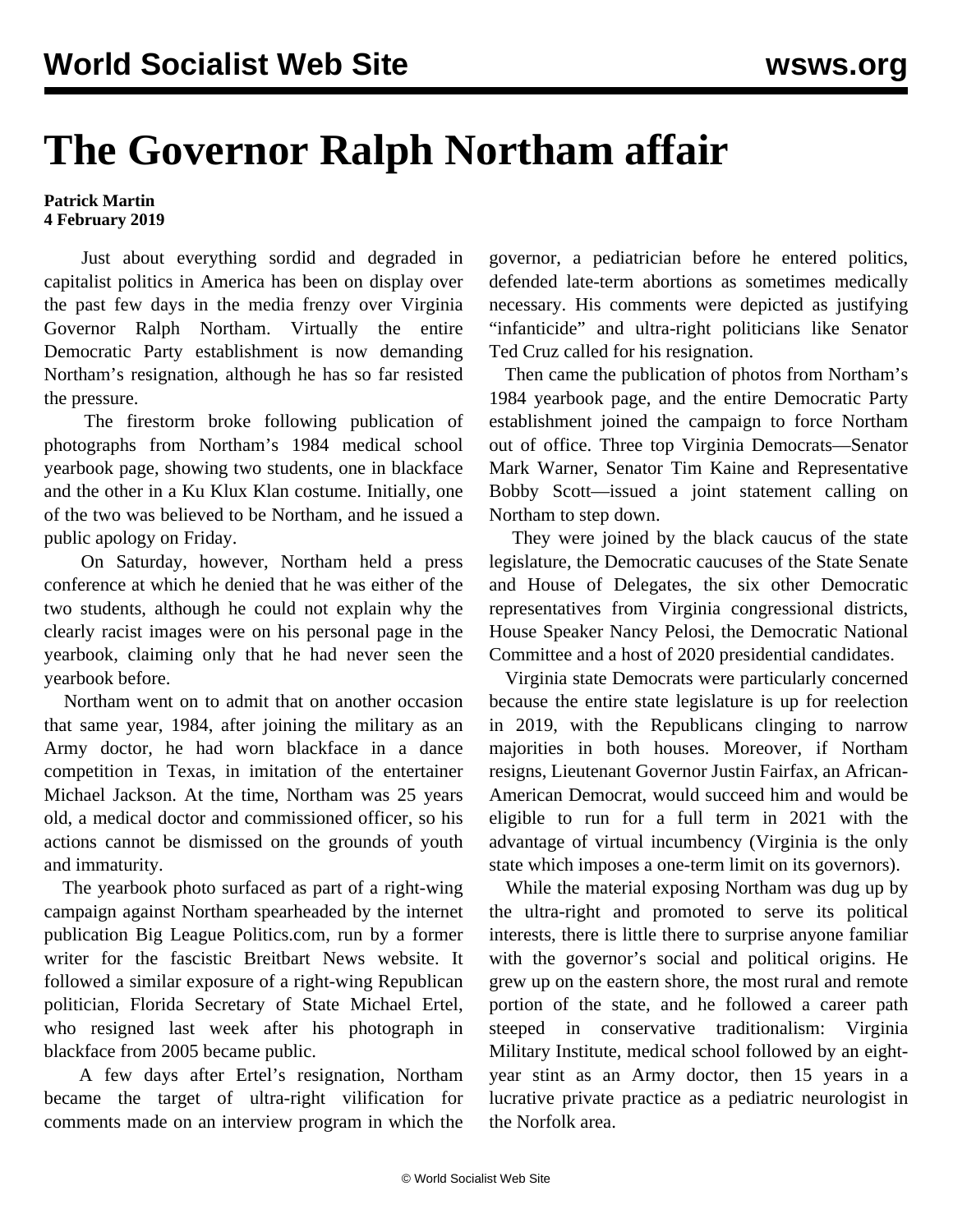# The Governor Ralph Northam affair

**Patrick Martin**
**4 February 2019**

Just about everything sordid and degraded in capitalist politics in America has been on display over the past few days in the media frenzy over Virginia Governor Ralph Northam. Virtually the entire Democratic Party establishment is now demanding Northam's resignation, although he has so far resisted the pressure.

The firestorm broke following publication of photographs from Northam's 1984 medical school yearbook page, showing two students, one in blackface and the other in a Ku Klux Klan costume. Initially, one of the two was believed to be Northam, and he issued a public apology on Friday.

On Saturday, however, Northam held a press conference at which he denied that he was either of the two students, although he could not explain why the clearly racist images were on his personal page in the yearbook, claiming only that he had never seen the yearbook before.

Northam went on to admit that on another occasion that same year, 1984, after joining the military as an Army doctor, he had worn blackface in a dance competition in Texas, in imitation of the entertainer Michael Jackson. At the time, Northam was 25 years old, a medical doctor and commissioned officer, so his actions cannot be dismissed on the grounds of youth and immaturity.

The yearbook photo surfaced as part of a right-wing campaign against Northam spearheaded by the internet publication Big League Politics.com, run by a former writer for the fascistic Breitbart News website. It followed a similar exposure of a right-wing Republican politician, Florida Secretary of State Michael Ertel, who resigned last week after his photograph in blackface from 2005 became public.

A few days after Ertel's resignation, Northam became the target of ultra-right vilification for comments made on an interview program in which the governor, a pediatrician before he entered politics, defended late-term abortions as sometimes medically necessary. His comments were depicted as justifying "infanticide" and ultra-right politicians like Senator Ted Cruz called for his resignation.

Then came the publication of photos from Northam's 1984 yearbook page, and the entire Democratic Party establishment joined the campaign to force Northam out of office. Three top Virginia Democrats—Senator Mark Warner, Senator Tim Kaine and Representative Bobby Scott—issued a joint statement calling on Northam to step down.

They were joined by the black caucus of the state legislature, the Democratic caucuses of the State Senate and House of Delegates, the six other Democratic representatives from Virginia congressional districts, House Speaker Nancy Pelosi, the Democratic National Committee and a host of 2020 presidential candidates.

Virginia state Democrats were particularly concerned because the entire state legislature is up for reelection in 2019, with the Republicans clinging to narrow majorities in both houses. Moreover, if Northam resigns, Lieutenant Governor Justin Fairfax, an African-American Democrat, would succeed him and would be eligible to run for a full term in 2021 with the advantage of virtual incumbency (Virginia is the only state which imposes a one-term limit on its governors).

While the material exposing Northam was dug up by the ultra-right and promoted to serve its political interests, there is little there to surprise anyone familiar with the governor's social and political origins. He grew up on the eastern shore, the most rural and remote portion of the state, and he followed a career path steeped in conservative traditionalism: Virginia Military Institute, medical school followed by an eight-year stint as an Army doctor, then 15 years in a lucrative private practice as a pediatric neurologist in the Norfolk area.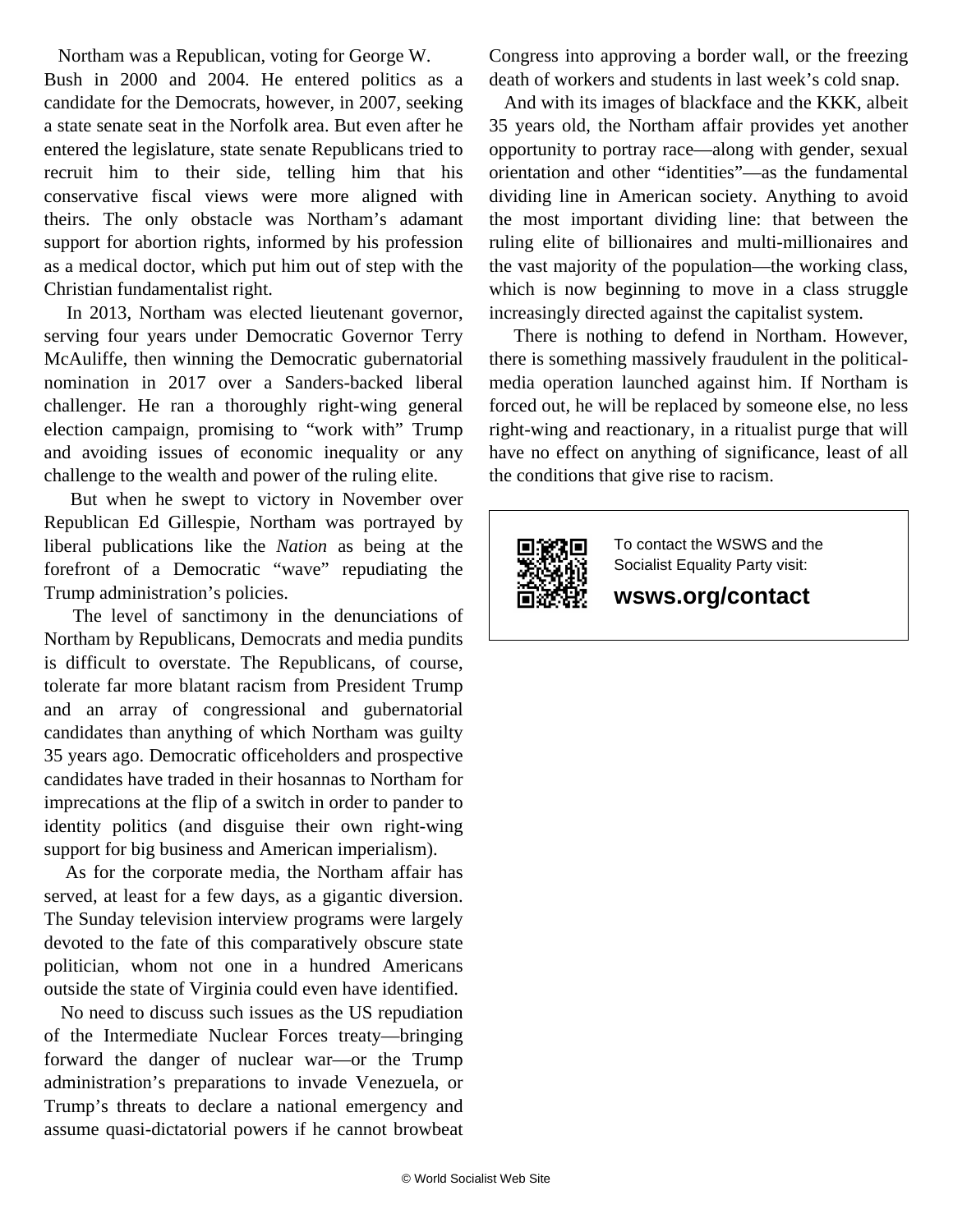Northam was a Republican, voting for George W. Bush in 2000 and 2004. He entered politics as a candidate for the Democrats, however, in 2007, seeking a state senate seat in the Norfolk area. But even after he entered the legislature, state senate Republicans tried to recruit him to their side, telling him that his conservative fiscal views were more aligned with theirs. The only obstacle was Northam's adamant support for abortion rights, informed by his profession as a medical doctor, which put him out of step with the Christian fundamentalist right.

In 2013, Northam was elected lieutenant governor, serving four years under Democratic Governor Terry McAuliffe, then winning the Democratic gubernatorial nomination in 2017 over a Sanders-backed liberal challenger. He ran a thoroughly right-wing general election campaign, promising to "work with" Trump and avoiding issues of economic inequality or any challenge to the wealth and power of the ruling elite.

But when he swept to victory in November over Republican Ed Gillespie, Northam was portrayed by liberal publications like the *Nation* as being at the forefront of a Democratic "wave" repudiating the Trump administration's policies.

The level of sanctimony in the denunciations of Northam by Republicans, Democrats and media pundits is difficult to overstate. The Republicans, of course, tolerate far more blatant racism from President Trump and an array of congressional and gubernatorial candidates than anything of which Northam was guilty 35 years ago. Democratic officeholders and prospective candidates have traded in their hosannas to Northam for imprecations at the flip of a switch in order to pander to identity politics (and disguise their own right-wing support for big business and American imperialism).

As for the corporate media, the Northam affair has served, at least for a few days, as a gigantic diversion. The Sunday television interview programs were largely devoted to the fate of this comparatively obscure state politician, whom not one in a hundred Americans outside the state of Virginia could even have identified.

No need to discuss such issues as the US repudiation of the Intermediate Nuclear Forces treaty—bringing forward the danger of nuclear war—or the Trump administration's preparations to invade Venezuela, or Trump's threats to declare a national emergency and assume quasi-dictatorial powers if he cannot browbeat Congress into approving a border wall, or the freezing death of workers and students in last week's cold snap.

And with its images of blackface and the KKK, albeit 35 years old, the Northam affair provides yet another opportunity to portray race—along with gender, sexual orientation and other "identities"—as the fundamental dividing line in American society. Anything to avoid the most important dividing line: that between the ruling elite of billionaires and multi-millionaires and the vast majority of the population—the working class, which is now beginning to move in a class struggle increasingly directed against the capitalist system.

There is nothing to defend in Northam. However, there is something massively fraudulent in the political-media operation launched against him. If Northam is forced out, he will be replaced by someone else, no less right-wing and reactionary, in a ritualist purge that will have no effect on anything of significance, least of all the conditions that give rise to racism.

To contact the WSWS and the Socialist Equality Party visit:

**wsws.org/contact**